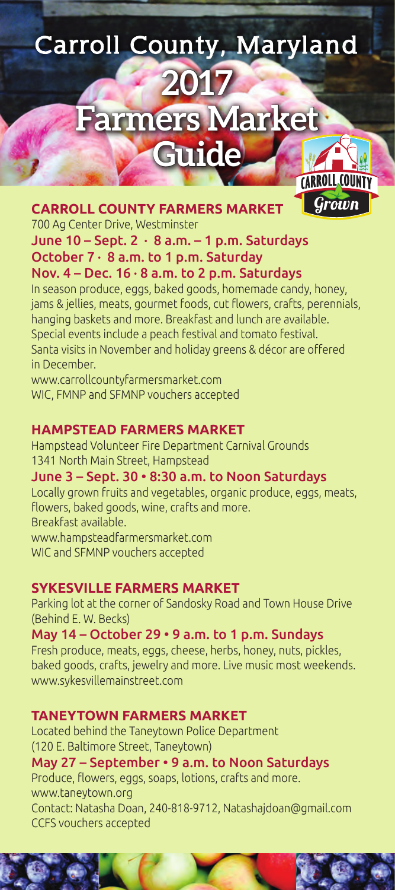# Carroll County, Maryland 2017 Farmers Market Guide

## CARROLL COUNTY FARMERS MARKET

700 Ag Center Drive, Westminster

**June 10 – Sept. 2 · 8 a.m. – 1 p.m. Saturdays**
**October 7 · 8 a.m. to 1 p.m. Saturday**
**Nov. 4 – Dec. 16 · 8 a.m. to 2 p.m. Saturdays**

In season produce, eggs, baked goods, homemade candy, honey, jams & jellies, meats, gourmet foods, cut flowers, crafts, perennials, hanging baskets and more. Breakfast and lunch are available. Special events include a peach festival and tomato festival. Santa visits in November and holiday greens & décor are offered in December.

www.carrollcountyfarmersmarket.com
WIC, FMNP and SFMNP vouchers accepted

## HAMPSTEAD FARMERS MARKET

Hampstead Volunteer Fire Department Carnival Grounds
1341 North Main Street, Hampstead

**June 3 – Sept. 30 • 8:30 a.m. to Noon Saturdays**

Locally grown fruits and vegetables, organic produce, eggs, meats, flowers, baked goods, wine, crafts and more.
Breakfast available.
www.hampsteadfarmersmarket.com
WIC and SFMNP vouchers accepted

## SYKESVILLE FARMERS MARKET

Parking lot at the corner of Sandosky Road and Town House Drive (Behind E. W. Becks)

**May 14 – October 29 • 9 a.m. to 1 p.m. Sundays**

Fresh produce, meats, eggs, cheese, herbs, honey, nuts, pickles, baked goods, crafts, jewelry and more. Live music most weekends.
www.sykesvillemainstreet.com

## TANEYTOWN FARMERS MARKET

Located behind the Taneytown Police Department
(120 E. Baltimore Street, Taneytown)

**May 27 – September • 9 a.m. to Noon Saturdays**

Produce, flowers, eggs, soaps, lotions, crafts and more.
www.taneytown.org
Contact: Natasha Doan, 240-818-9712, Natashajdoan@gmail.com
CCFS vouchers accepted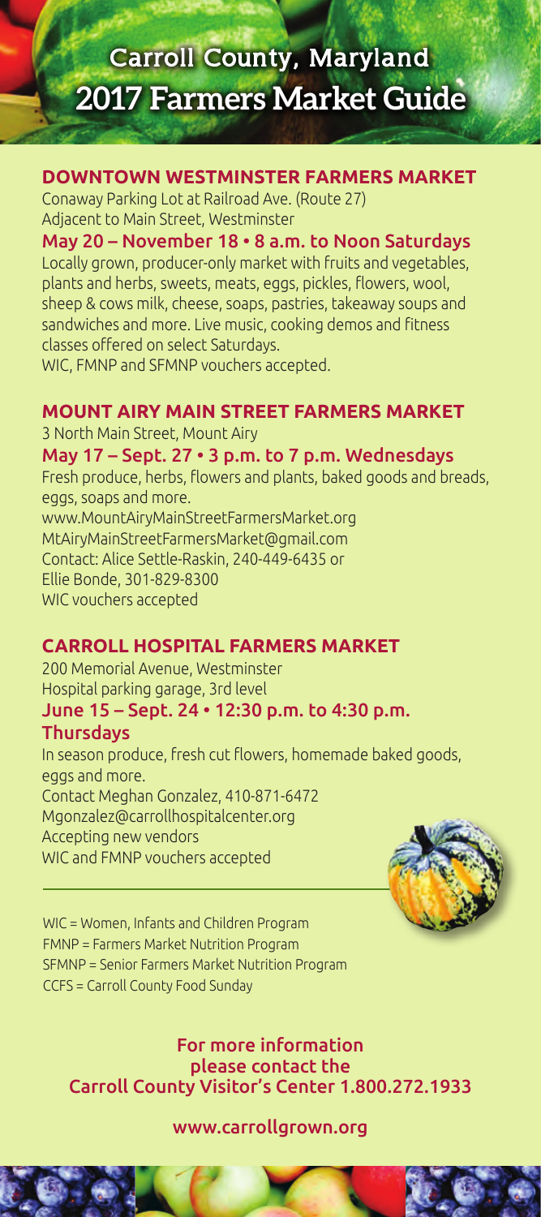# Carroll County, Maryland
# 2017 Farmers Market Guide

## DOWNTOWN WESTMINSTER FARMERS MARKET

Conaway Parking Lot at Railroad Ave. (Route 27)
Adjacent to Main Street, Westminster

**May 20 – November 18 • 8 a.m. to Noon Saturdays**

Locally grown, producer-only market with fruits and vegetables, plants and herbs, sweets, meats, eggs, pickles, flowers, wool, sheep & cows milk, cheese, soaps, pastries, takeaway soups and sandwiches and more. Live music, cooking demos and fitness classes offered on select Saturdays.
WIC, FMNP and SFMNP vouchers accepted.

## MOUNT AIRY MAIN STREET FARMERS MARKET

3 North Main Street, Mount Airy

**May 17 – Sept. 27 • 3 p.m. to 7 p.m. Wednesdays**

Fresh produce, herbs, flowers and plants, baked goods and breads, eggs, soaps and more.
www.MountAiryMainStreetFarmersMarket.org
MtAiryMainStreetFarmersMarket@gmail.com
Contact: Alice Settle-Raskin, 240-449-6435 or
Ellie Bonde, 301-829-8300
WIC vouchers accepted

## CARROLL HOSPITAL FARMERS MARKET

200 Memorial Avenue, Westminster
Hospital parking garage, 3rd level

**June 15 – Sept. 24 • 12:30 p.m. to 4:30 p.m. Thursdays**

In season produce, fresh cut flowers, homemade baked goods, eggs and more.
Contact Meghan Gonzalez, 410-871-6472
Mgonzalez@carrollhospitalcenter.org
Accepting new vendors
WIC and FMNP vouchers accepted

---

WIC = Women, Infants and Children Program
FMNP = Farmers Market Nutrition Program
SFMNP = Senior Farmers Market Nutrition Program
CCFS = Carroll County Food Sunday

**For more information please contact the Carroll County Visitor's Center 1.800.272.1933**

**www.carrollgrown.org**